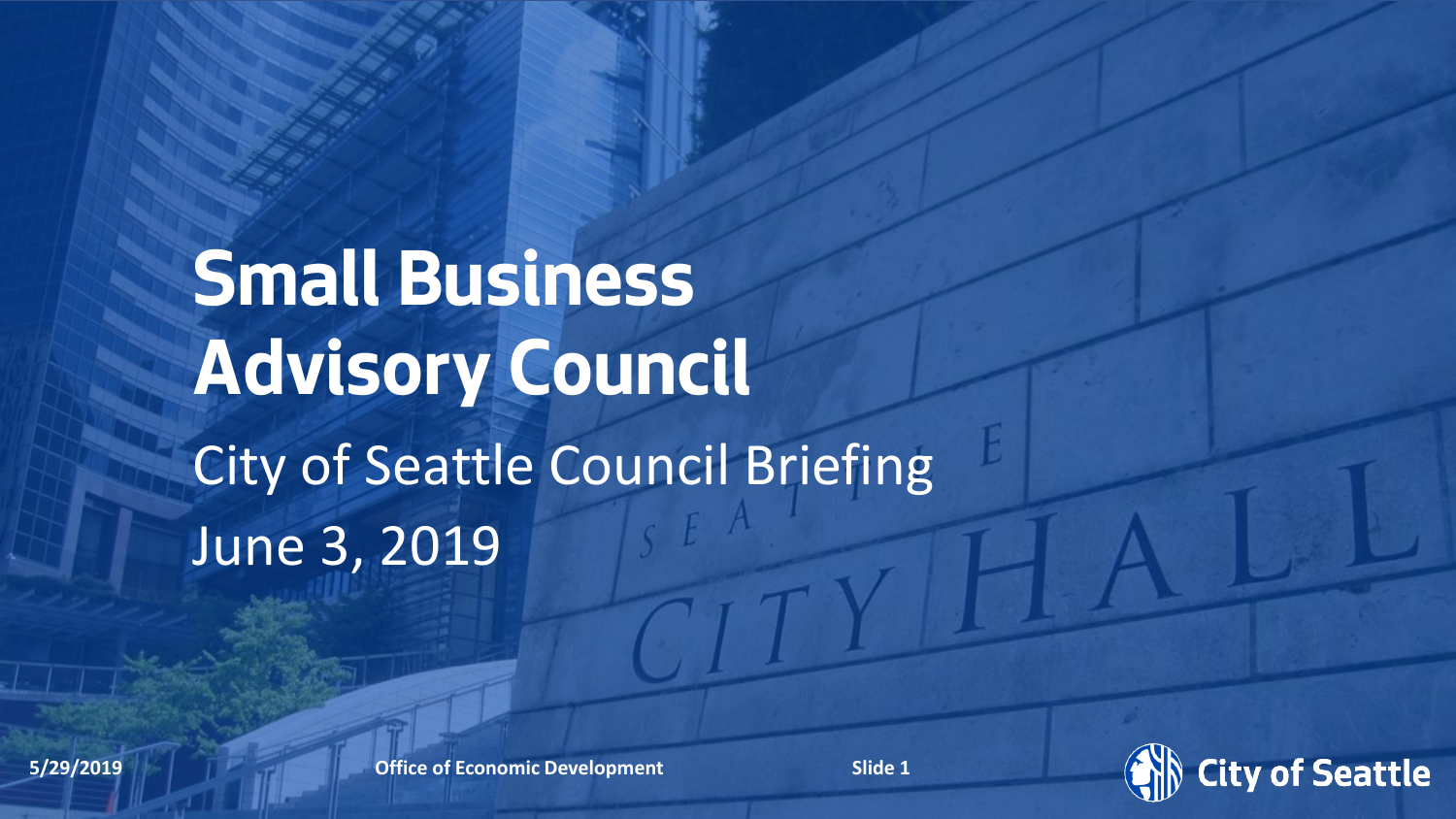# Small Business Advisory Council

City of Seattle Council Briefing

June 3, 2019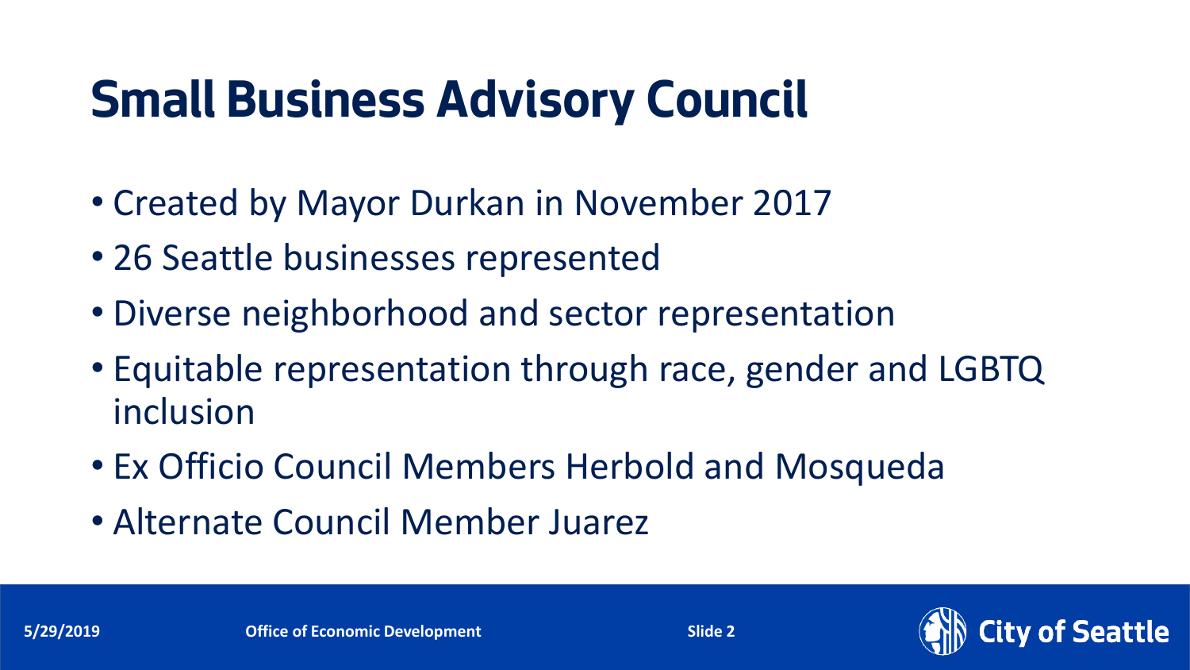# Small Business Advisory Council

- Created by Mayor Durkan in November 2017
- 26 Seattle businesses represented
- Diverse neighborhood and sector representation
- Equitable representation through race, gender and LGBTQ inclusion
- Ex Officio Council Members Herbold and Mosqueda
- Alternate Council Member Juarez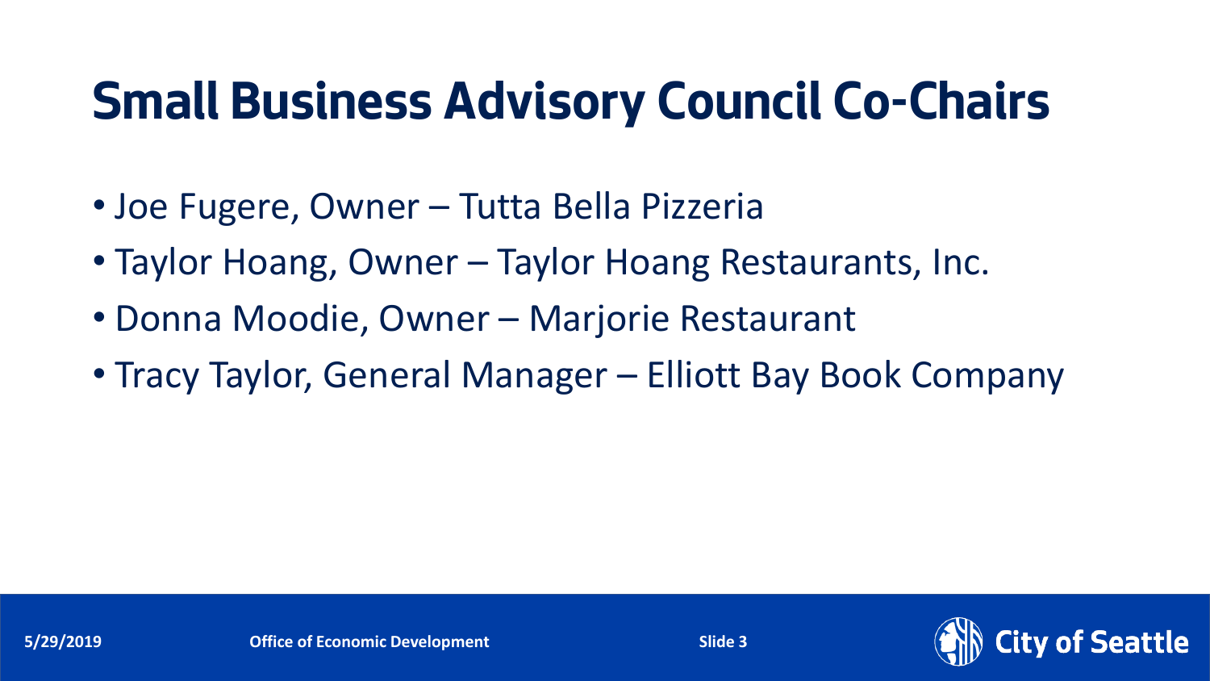# Small Business Advisory Council Co-Chairs

- Joe Fugere, Owner – Tutta Bella Pizzeria
- Taylor Hoang, Owner – Taylor Hoang Restaurants, Inc.
- Donna Moodie, Owner – Marjorie Restaurant
- Tracy Taylor, General Manager – Elliott Bay Book Company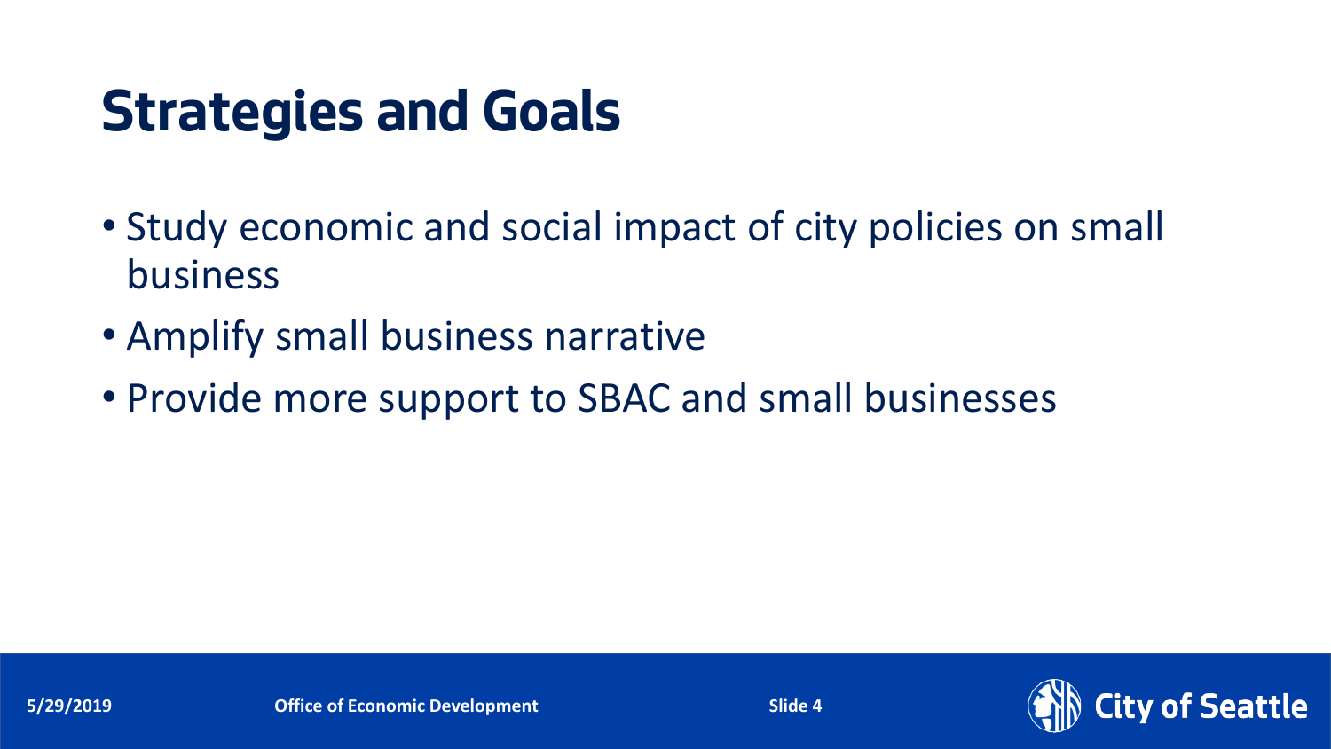# Strategies and Goals

- Study economic and social impact of city policies on small business
- Amplify small business narrative
- Provide more support to SBAC and small businesses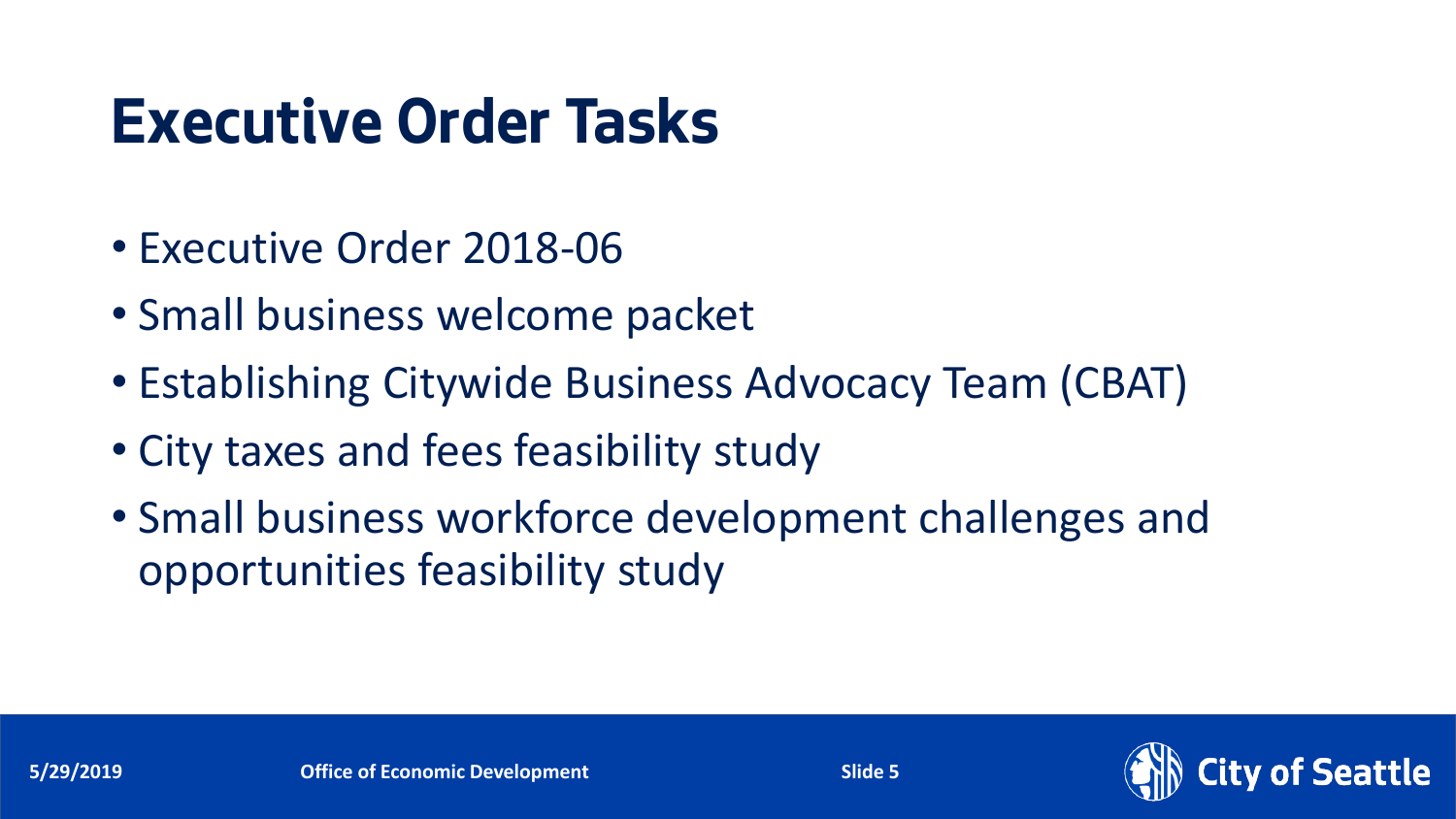# Executive Order Tasks

- Executive Order 2018-06
- Small business welcome packet
- Establishing Citywide Business Advocacy Team (CBAT)
- City taxes and fees feasibility study
- Small business workforce development challenges and opportunities feasibility study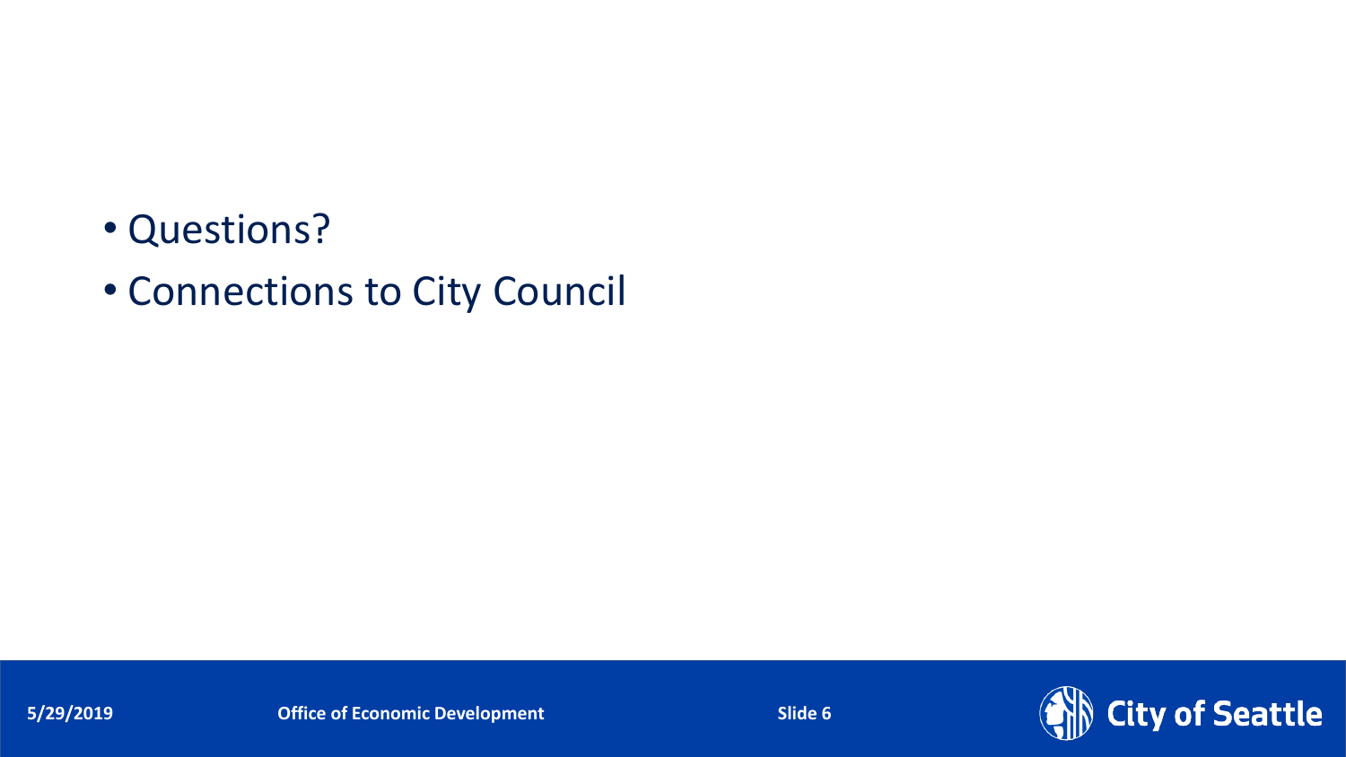- Questions?
- Connections to City Council